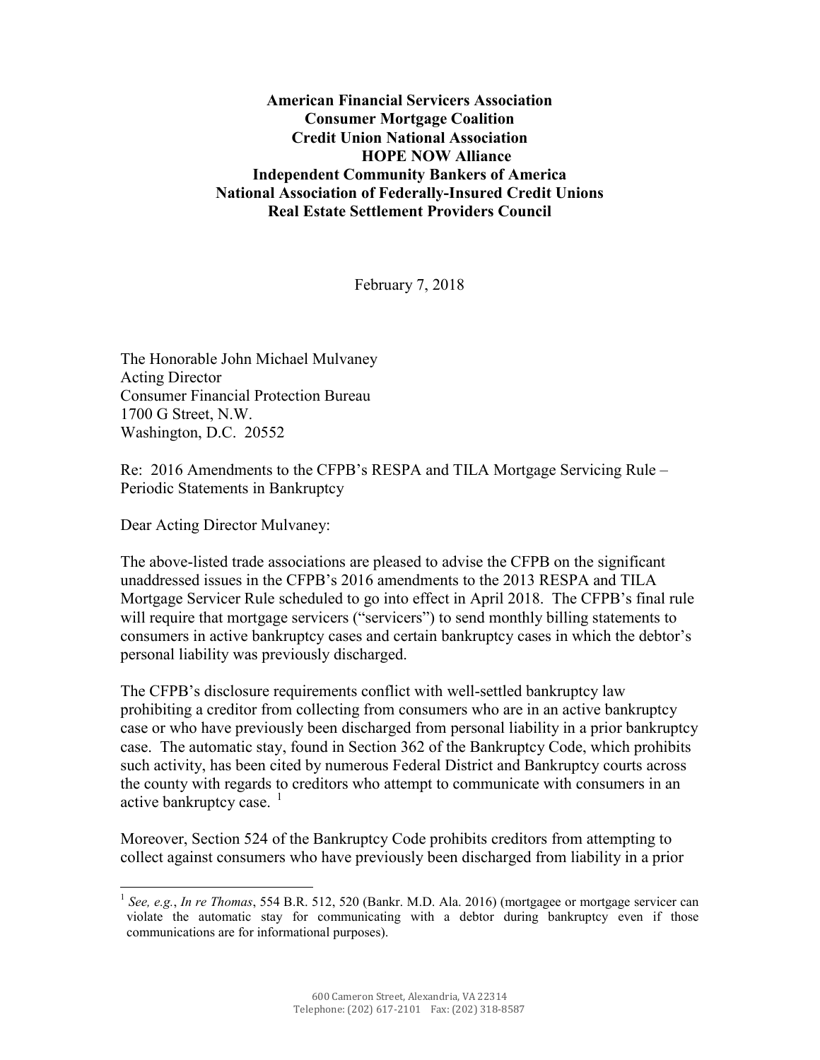**American Financial Servicers Association**
**Consumer Mortgage Coalition**
**Credit Union National Association**
**HOPE NOW Alliance**
**Independent Community Bankers of America**
**National Association of Federally-Insured Credit Unions**
**Real Estate Settlement Providers Council**

February 7, 2018

The Honorable John Michael Mulvaney
Acting Director
Consumer Financial Protection Bureau
1700 G Street, N.W.
Washington, D.C. 20552

Re: 2016 Amendments to the CFPB's RESPA and TILA Mortgage Servicing Rule – Periodic Statements in Bankruptcy

Dear Acting Director Mulvaney:

The above-listed trade associations are pleased to advise the CFPB on the significant unaddressed issues in the CFPB's 2016 amendments to the 2013 RESPA and TILA Mortgage Servicer Rule scheduled to go into effect in April 2018. The CFPB's final rule will require that mortgage servicers ("servicers") to send monthly billing statements to consumers in active bankruptcy cases and certain bankruptcy cases in which the debtor's personal liability was previously discharged.

The CFPB's disclosure requirements conflict with well-settled bankruptcy law prohibiting a creditor from collecting from consumers who are in an active bankruptcy case or who have previously been discharged from personal liability in a prior bankruptcy case. The automatic stay, found in Section 362 of the Bankruptcy Code, which prohibits such activity, has been cited by numerous Federal District and Bankruptcy courts across the county with regards to creditors who attempt to communicate with consumers in an active bankruptcy case. [1]

Moreover, Section 524 of the Bankruptcy Code prohibits creditors from attempting to collect against consumers who have previously been discharged from liability in a prior

[1] *See, e.g.*, *In re Thomas*, 554 B.R. 512, 520 (Bankr. M.D. Ala. 2016) (mortgagee or mortgage servicer can violate the automatic stay for communicating with a debtor during bankruptcy even if those communications are for informational purposes).

600 Cameron Street, Alexandria, VA 22314
Telephone: (202) 617-2101 Fax: (202) 318-8587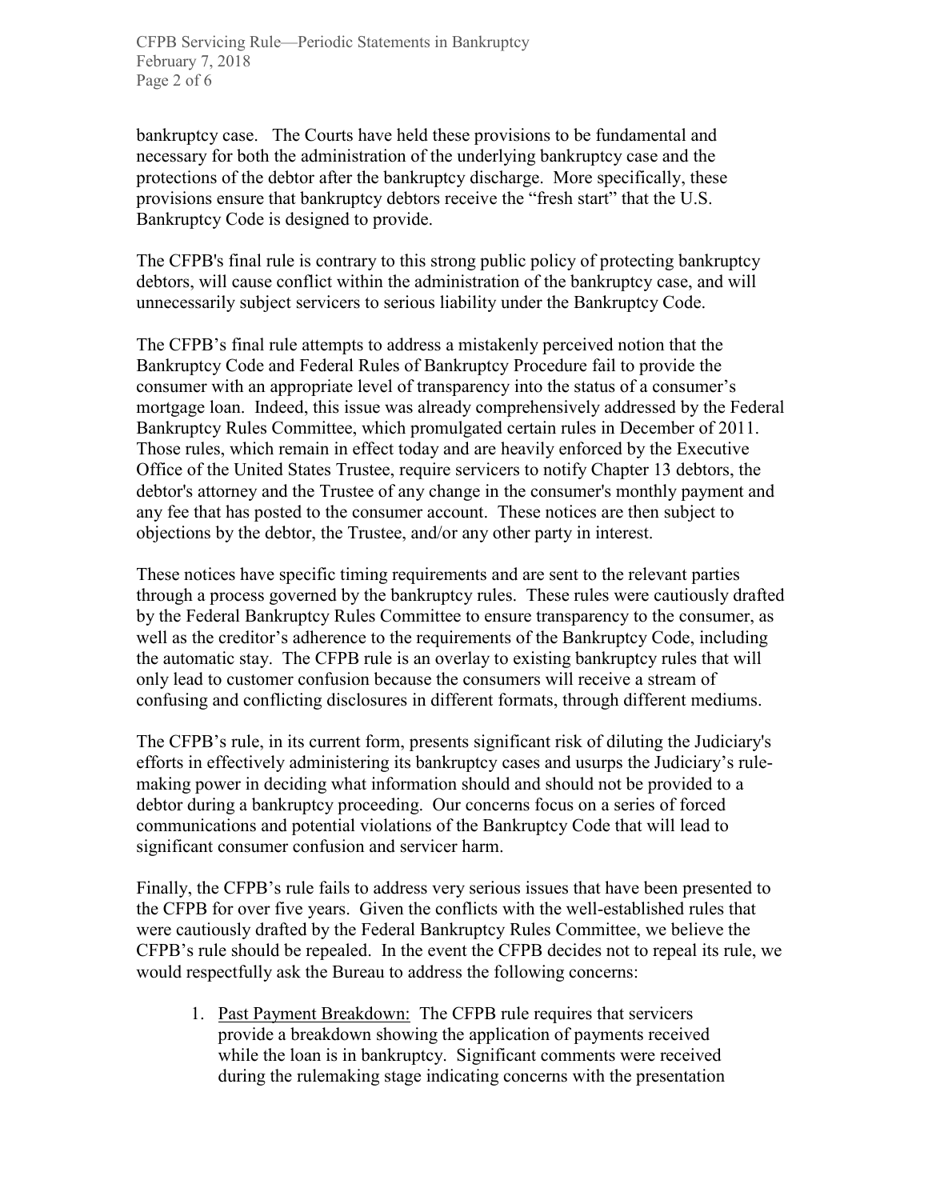bankruptcy case. The Courts have held these provisions to be fundamental and necessary for both the administration of the underlying bankruptcy case and the protections of the debtor after the bankruptcy discharge. More specifically, these provisions ensure that bankruptcy debtors receive the "fresh start" that the U.S. Bankruptcy Code is designed to provide.

The CFPB's final rule is contrary to this strong public policy of protecting bankruptcy debtors, will cause conflict within the administration of the bankruptcy case, and will unnecessarily subject servicers to serious liability under the Bankruptcy Code.

The CFPB's final rule attempts to address a mistakenly perceived notion that the Bankruptcy Code and Federal Rules of Bankruptcy Procedure fail to provide the consumer with an appropriate level of transparency into the status of a consumer's mortgage loan. Indeed, this issue was already comprehensively addressed by the Federal Bankruptcy Rules Committee, which promulgated certain rules in December of 2011. Those rules, which remain in effect today and are heavily enforced by the Executive Office of the United States Trustee, require servicers to notify Chapter 13 debtors, the debtor's attorney and the Trustee of any change in the consumer's monthly payment and any fee that has posted to the consumer account. These notices are then subject to objections by the debtor, the Trustee, and/or any other party in interest.

These notices have specific timing requirements and are sent to the relevant parties through a process governed by the bankruptcy rules. These rules were cautiously drafted by the Federal Bankruptcy Rules Committee to ensure transparency to the consumer, as well as the creditor's adherence to the requirements of the Bankruptcy Code, including the automatic stay. The CFPB rule is an overlay to existing bankruptcy rules that will only lead to customer confusion because the consumers will receive a stream of confusing and conflicting disclosures in different formats, through different mediums.

The CFPB's rule, in its current form, presents significant risk of diluting the Judiciary's efforts in effectively administering its bankruptcy cases and usurps the Judiciary's rule-making power in deciding what information should and should not be provided to a debtor during a bankruptcy proceeding. Our concerns focus on a series of forced communications and potential violations of the Bankruptcy Code that will lead to significant consumer confusion and servicer harm.

Finally, the CFPB's rule fails to address very serious issues that have been presented to the CFPB for over five years. Given the conflicts with the well-established rules that were cautiously drafted by the Federal Bankruptcy Rules Committee, we believe the CFPB's rule should be repealed. In the event the CFPB decides not to repeal its rule, we would respectfully ask the Bureau to address the following concerns:

1. <u>Past Payment Breakdown:</u> The CFPB rule requires that servicers provide a breakdown showing the application of payments received while the loan is in bankruptcy. Significant comments were received during the rulemaking stage indicating concerns with the presentation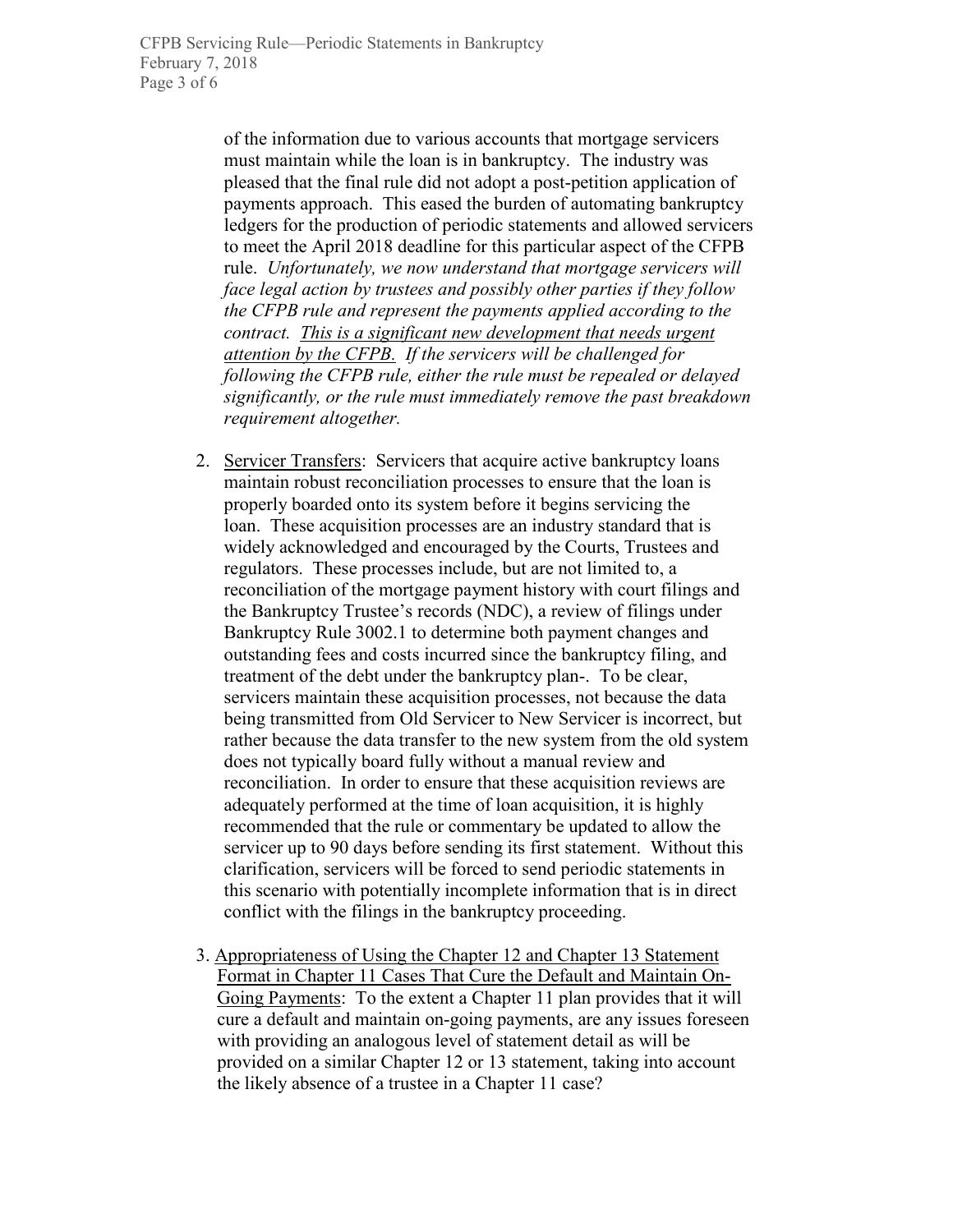of the information due to various accounts that mortgage servicers must maintain while the loan is in bankruptcy. The industry was pleased that the final rule did not adopt a post-petition application of payments approach. This eased the burden of automating bankruptcy ledgers for the production of periodic statements and allowed servicers to meet the April 2018 deadline for this particular aspect of the CFPB rule. *Unfortunately, we now understand that mortgage servicers will face legal action by trustees and possibly other parties if they follow the CFPB rule and represent the payments applied according to the contract. <u>This is a significant new development that needs urgent attention by the CFPB.</u> If the servicers will be challenged for following the CFPB rule, either the rule must be repealed or delayed significantly, or the rule must immediately remove the past breakdown requirement altogether.*

2. <u>Servicer Transfers</u>: Servicers that acquire active bankruptcy loans maintain robust reconciliation processes to ensure that the loan is properly boarded onto its system before it begins servicing the loan. These acquisition processes are an industry standard that is widely acknowledged and encouraged by the Courts, Trustees and regulators. These processes include, but are not limited to, a reconciliation of the mortgage payment history with court filings and the Bankruptcy Trustee's records (NDC), a review of filings under Bankruptcy Rule 3002.1 to determine both payment changes and outstanding fees and costs incurred since the bankruptcy filing, and treatment of the debt under the bankruptcy plan-. To be clear, servicers maintain these acquisition processes, not because the data being transmitted from Old Servicer to New Servicer is incorrect, but rather because the data transfer to the new system from the old system does not typically board fully without a manual review and reconciliation. In order to ensure that these acquisition reviews are adequately performed at the time of loan acquisition, it is highly recommended that the rule or commentary be updated to allow the servicer up to 90 days before sending its first statement. Without this clarification, servicers will be forced to send periodic statements in this scenario with potentially incomplete information that is in direct conflict with the filings in the bankruptcy proceeding.

3. <u>Appropriateness of Using the Chapter 12 and Chapter 13 Statement Format in Chapter 11 Cases That Cure the Default and Maintain On-Going Payments</u>: To the extent a Chapter 11 plan provides that it will cure a default and maintain on-going payments, are any issues foreseen with providing an analogous level of statement detail as will be provided on a similar Chapter 12 or 13 statement, taking into account the likely absence of a trustee in a Chapter 11 case?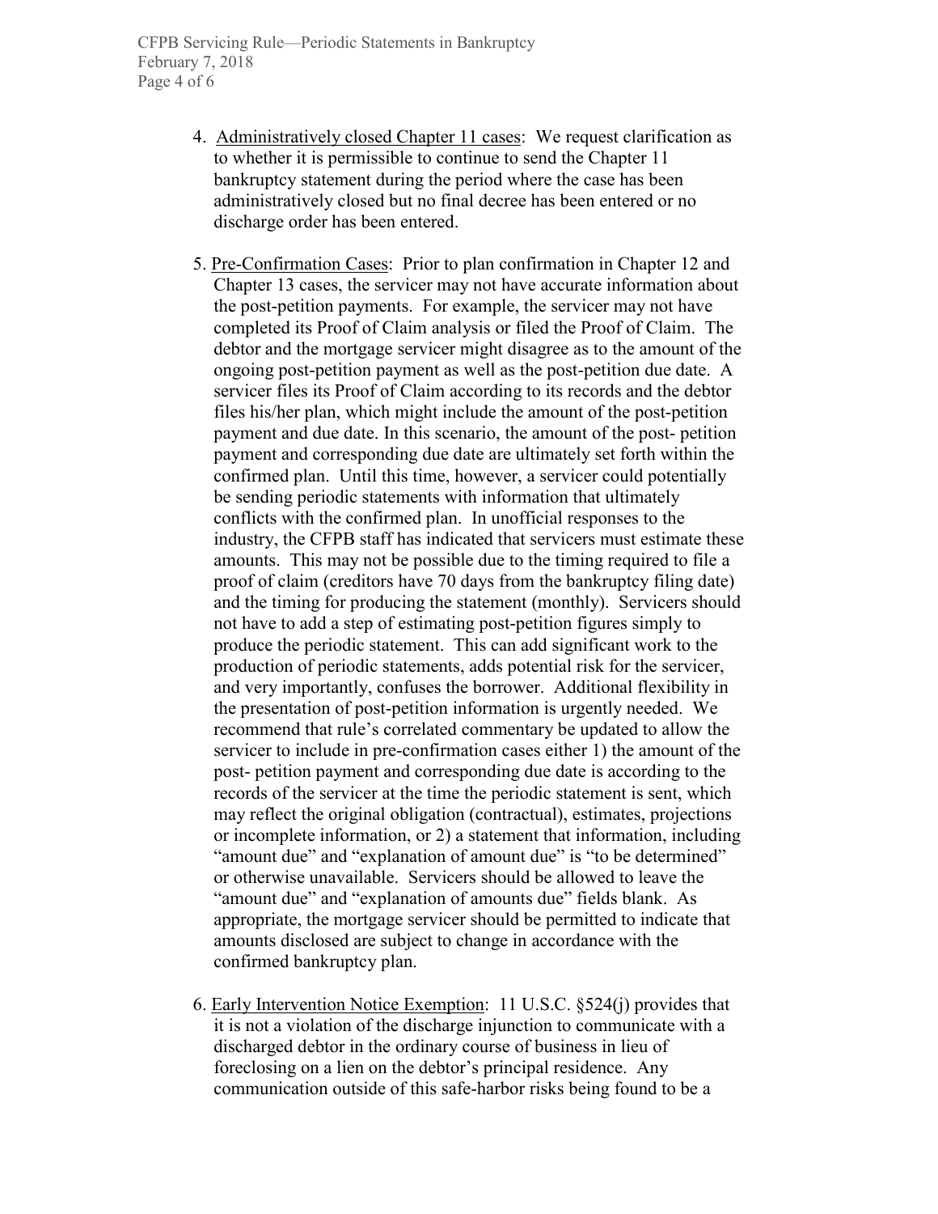4. Administratively closed Chapter 11 cases: We request clarification as to whether it is permissible to continue to send the Chapter 11 bankruptcy statement during the period where the case has been administratively closed but no final decree has been entered or no discharge order has been entered.

5. Pre-Confirmation Cases: Prior to plan confirmation in Chapter 12 and Chapter 13 cases, the servicer may not have accurate information about the post-petition payments. For example, the servicer may not have completed its Proof of Claim analysis or filed the Proof of Claim. The debtor and the mortgage servicer might disagree as to the amount of the ongoing post-petition payment as well as the post-petition due date. A servicer files its Proof of Claim according to its records and the debtor files his/her plan, which might include the amount of the post-petition payment and due date. In this scenario, the amount of the post- petition payment and corresponding due date are ultimately set forth within the confirmed plan. Until this time, however, a servicer could potentially be sending periodic statements with information that ultimately conflicts with the confirmed plan. In unofficial responses to the industry, the CFPB staff has indicated that servicers must estimate these amounts. This may not be possible due to the timing required to file a proof of claim (creditors have 70 days from the bankruptcy filing date) and the timing for producing the statement (monthly). Servicers should not have to add a step of estimating post-petition figures simply to produce the periodic statement. This can add significant work to the production of periodic statements, adds potential risk for the servicer, and very importantly, confuses the borrower. Additional flexibility in the presentation of post-petition information is urgently needed. We recommend that rule's correlated commentary be updated to allow the servicer to include in pre-confirmation cases either 1) the amount of the post- petition payment and corresponding due date is according to the records of the servicer at the time the periodic statement is sent, which may reflect the original obligation (contractual), estimates, projections or incomplete information, or 2) a statement that information, including "amount due" and "explanation of amount due" is "to be determined" or otherwise unavailable. Servicers should be allowed to leave the "amount due" and "explanation of amounts due" fields blank. As appropriate, the mortgage servicer should be permitted to indicate that amounts disclosed are subject to change in accordance with the confirmed bankruptcy plan.

6. Early Intervention Notice Exemption: 11 U.S.C. §524(j) provides that it is not a violation of the discharge injunction to communicate with a discharged debtor in the ordinary course of business in lieu of foreclosing on a lien on the debtor's principal residence. Any communication outside of this safe-harbor risks being found to be a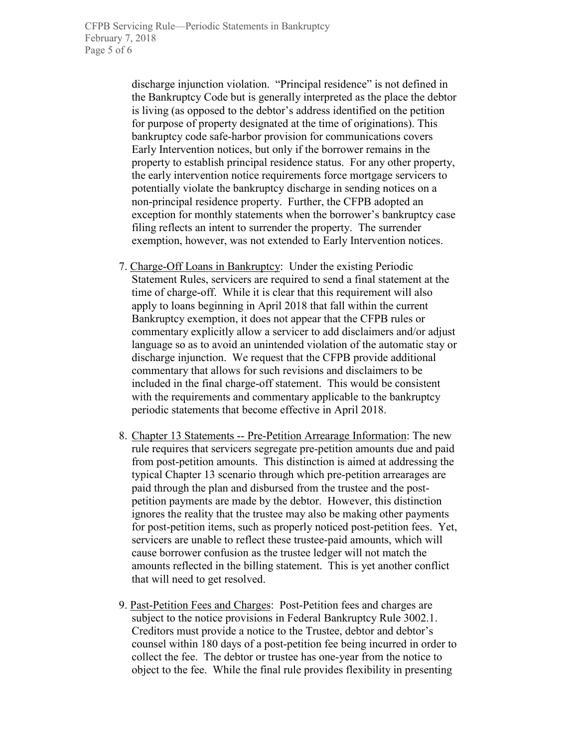discharge injunction violation. "Principal residence" is not defined in the Bankruptcy Code but is generally interpreted as the place the debtor is living (as opposed to the debtor's address identified on the petition for purpose of property designated at the time of originations). This bankruptcy code safe-harbor provision for communications covers Early Intervention notices, but only if the borrower remains in the property to establish principal residence status. For any other property, the early intervention notice requirements force mortgage servicers to potentially violate the bankruptcy discharge in sending notices on a non-principal residence property. Further, the CFPB adopted an exception for monthly statements when the borrower's bankruptcy case filing reflects an intent to surrender the property. The surrender exemption, however, was not extended to Early Intervention notices.

7. <u>Charge-Off Loans in Bankruptcy</u>: Under the existing Periodic Statement Rules, servicers are required to send a final statement at the time of charge-off. While it is clear that this requirement will also apply to loans beginning in April 2018 that fall within the current Bankruptcy exemption, it does not appear that the CFPB rules or commentary explicitly allow a servicer to add disclaimers and/or adjust language so as to avoid an unintended violation of the automatic stay or discharge injunction. We request that the CFPB provide additional commentary that allows for such revisions and disclaimers to be included in the final charge-off statement. This would be consistent with the requirements and commentary applicable to the bankruptcy periodic statements that become effective in April 2018.

8. <u>Chapter 13 Statements -- Pre-Petition Arrearage Information</u>: The new rule requires that servicers segregate pre-petition amounts due and paid from post-petition amounts. This distinction is aimed at addressing the typical Chapter 13 scenario through which pre-petition arrearages are paid through the plan and disbursed from the trustee and the post-petition payments are made by the debtor. However, this distinction ignores the reality that the trustee may also be making other payments for post-petition items, such as properly noticed post-petition fees. Yet, servicers are unable to reflect these trustee-paid amounts, which will cause borrower confusion as the trustee ledger will not match the amounts reflected in the billing statement. This is yet another conflict that will need to get resolved.

9. <u>Past-Petition Fees and Charges</u>: Post-Petition fees and charges are subject to the notice provisions in Federal Bankruptcy Rule 3002.1. Creditors must provide a notice to the Trustee, debtor and debtor's counsel within 180 days of a post-petition fee being incurred in order to collect the fee. The debtor or trustee has one-year from the notice to object to the fee. While the final rule provides flexibility in presenting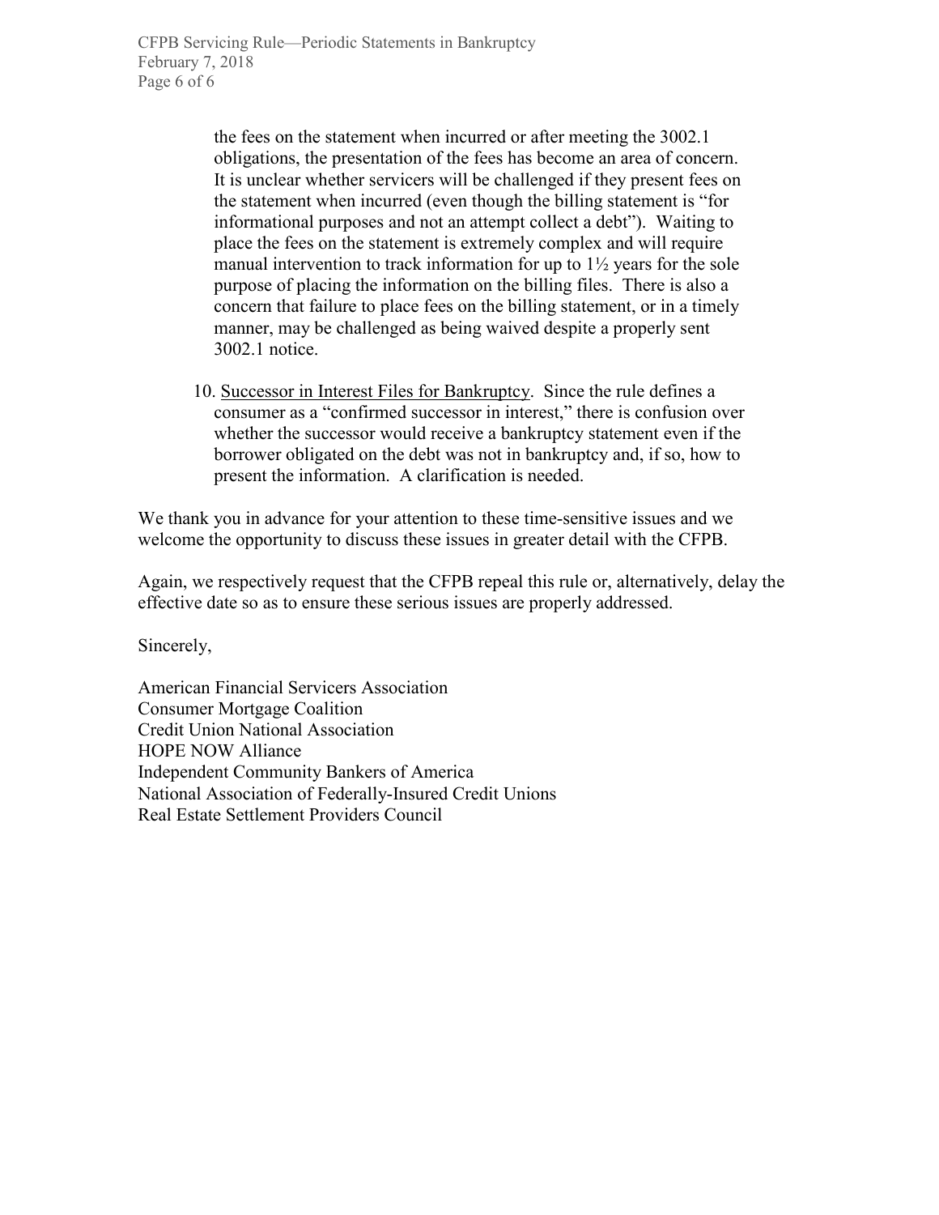the fees on the statement when incurred or after meeting the 3002.1 obligations, the presentation of the fees has become an area of concern. It is unclear whether servicers will be challenged if they present fees on the statement when incurred (even though the billing statement is "for informational purposes and not an attempt collect a debt"). Waiting to place the fees on the statement is extremely complex and will require manual intervention to track information for up to 1½ years for the sole purpose of placing the information on the billing files. There is also a concern that failure to place fees on the billing statement, or in a timely manner, may be challenged as being waived despite a properly sent 3002.1 notice.

10. Successor in Interest Files for Bankruptcy. Since the rule defines a consumer as a "confirmed successor in interest," there is confusion over whether the successor would receive a bankruptcy statement even if the borrower obligated on the debt was not in bankruptcy and, if so, how to present the information. A clarification is needed.

We thank you in advance for your attention to these time-sensitive issues and we welcome the opportunity to discuss these issues in greater detail with the CFPB.

Again, we respectively request that the CFPB repeal this rule or, alternatively, delay the effective date so as to ensure these serious issues are properly addressed.

Sincerely,

American Financial Servicers Association  
Consumer Mortgage Coalition  
Credit Union National Association  
HOPE NOW Alliance  
Independent Community Bankers of America  
National Association of Federally-Insured Credit Unions  
Real Estate Settlement Providers Council